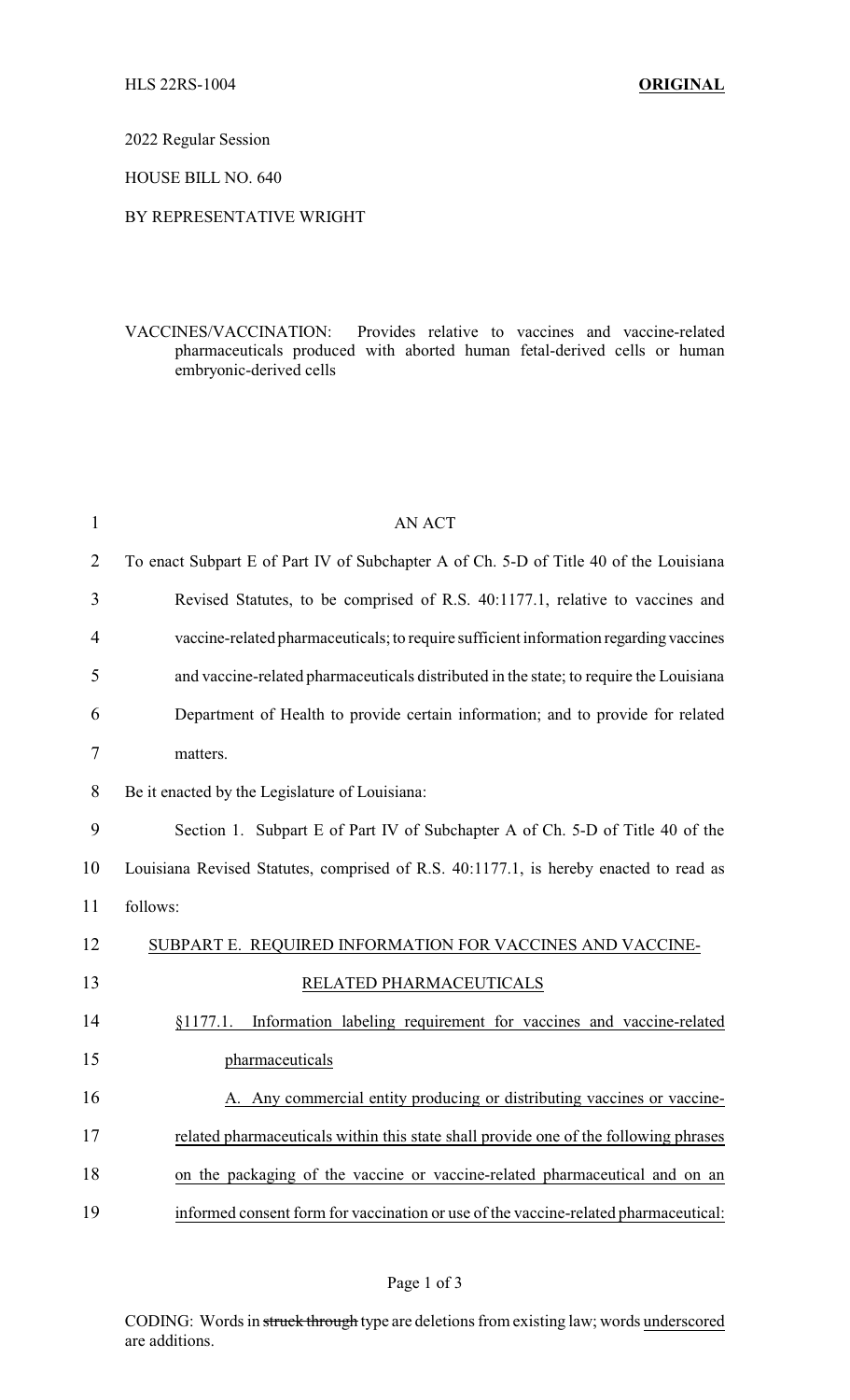HLS 22RS-1004 **ORIGINAL**

2022 Regular Session

HOUSE BILL NO. 640

BY REPRESENTATIVE WRIGHT

VACCINES/VACCINATION: Provides relative to vaccines and vaccine-related pharmaceuticals produced with aborted human fetal-derived cells or human embryonic-derived cells

AN ACT

To enact Subpart E of Part IV of Subchapter A of Ch. 5-D of Title 40 of the Louisiana Revised Statutes, to be comprised of R.S. 40:1177.1, relative to vaccines and vaccine-related pharmaceuticals; to require sufficient information regarding vaccines and vaccine-related pharmaceuticals distributed in the state; to require the Louisiana Department of Health to provide certain information; and to provide for related matters.

Be it enacted by the Legislature of Louisiana:

Section 1. Subpart E of Part IV of Subchapter A of Ch. 5-D of Title 40 of the Louisiana Revised Statutes, comprised of R.S. 40:1177.1, is hereby enacted to read as follows:

SUBPART E. REQUIRED INFORMATION FOR VACCINES AND VACCINE-RELATED PHARMACEUTICALS

§1177.1. Information labeling requirement for vaccines and vaccine-related pharmaceuticals

A. Any commercial entity producing or distributing vaccines or vaccine-related pharmaceuticals within this state shall provide one of the following phrases on the packaging of the vaccine or vaccine-related pharmaceutical and on an informed consent form for vaccination or use of the vaccine-related pharmaceutical:

CODING: Words in ~~struck through~~ type are deletions from existing law; words underscored are additions.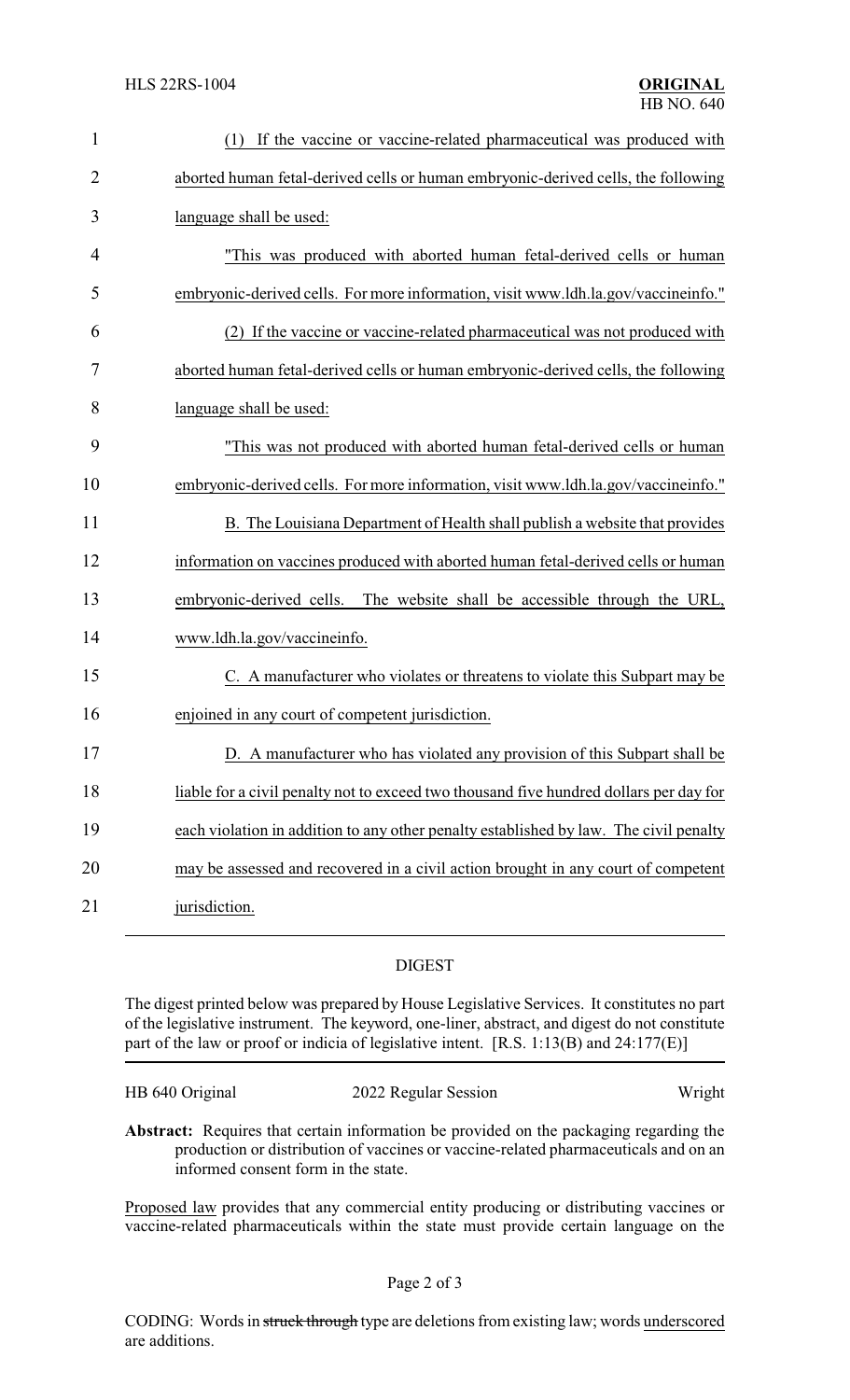(1) If the vaccine or vaccine-related pharmaceutical was produced with aborted human fetal-derived cells or human embryonic-derived cells, the following language shall be used:

"This was produced with aborted human fetal-derived cells or human embryonic-derived cells. For more information, visit www.ldh.la.gov/vaccineinfo."

(2) If the vaccine or vaccine-related pharmaceutical was not produced with aborted human fetal-derived cells or human embryonic-derived cells, the following language shall be used:

"This was not produced with aborted human fetal-derived cells or human embryonic-derived cells. For more information, visit www.ldh.la.gov/vaccineinfo."

B. The Louisiana Department of Health shall publish a website that provides information on vaccines produced with aborted human fetal-derived cells or human embryonic-derived cells. The website shall be accessible through the URL, www.ldh.la.gov/vaccineinfo.

C. A manufacturer who violates or threatens to violate this Subpart may be enjoined in any court of competent jurisdiction.

D. A manufacturer who has violated any provision of this Subpart shall be liable for a civil penalty not to exceed two thousand five hundred dollars per day for each violation in addition to any other penalty established by law. The civil penalty may be assessed and recovered in a civil action brought in any court of competent jurisdiction.

## DIGEST

The digest printed below was prepared by House Legislative Services. It constitutes no part of the legislative instrument. The keyword, one-liner, abstract, and digest do not constitute part of the law or proof or indicia of legislative intent. [R.S. 1:13(B) and 24:177(E)]

HB 640 Original — 2022 Regular Session — Wright

**Abstract:** Requires that certain information be provided on the packaging regarding the production or distribution of vaccines or vaccine-related pharmaceuticals and on an informed consent form in the state.

Proposed law provides that any commercial entity producing or distributing vaccines or vaccine-related pharmaceuticals within the state must provide certain language on the

CODING: Words in ~~struck through~~ type are deletions from existing law; words underscored are additions.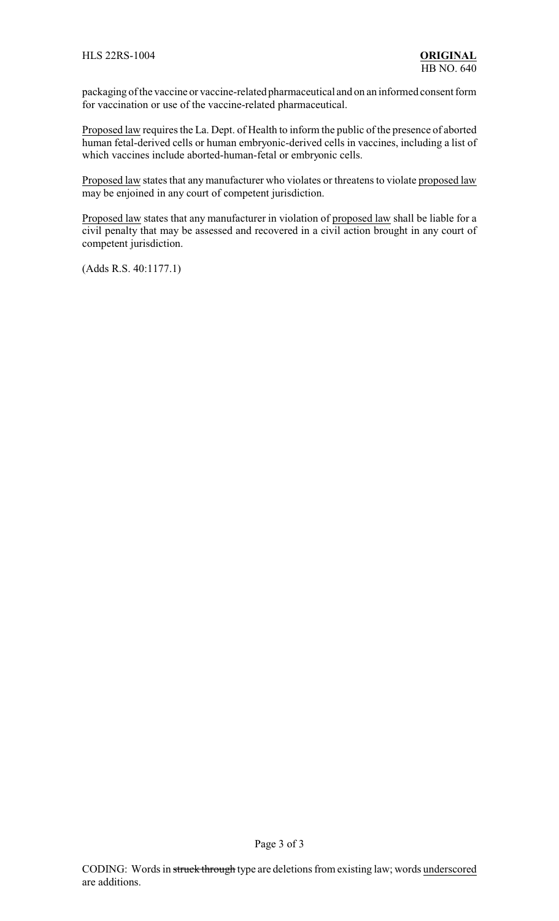packaging of the vaccine or vaccine-related pharmaceutical and on an informed consent form for vaccination or use of the vaccine-related pharmaceutical.

Proposed law requires the La. Dept. of Health to inform the public of the presence of aborted human fetal-derived cells or human embryonic-derived cells in vaccines, including a list of which vaccines include aborted-human-fetal or embryonic cells.

Proposed law states that any manufacturer who violates or threatens to violate proposed law may be enjoined in any court of competent jurisdiction.

Proposed law states that any manufacturer in violation of proposed law shall be liable for a civil penalty that may be assessed and recovered in a civil action brought in any court of competent jurisdiction.

(Adds R.S. 40:1177.1)